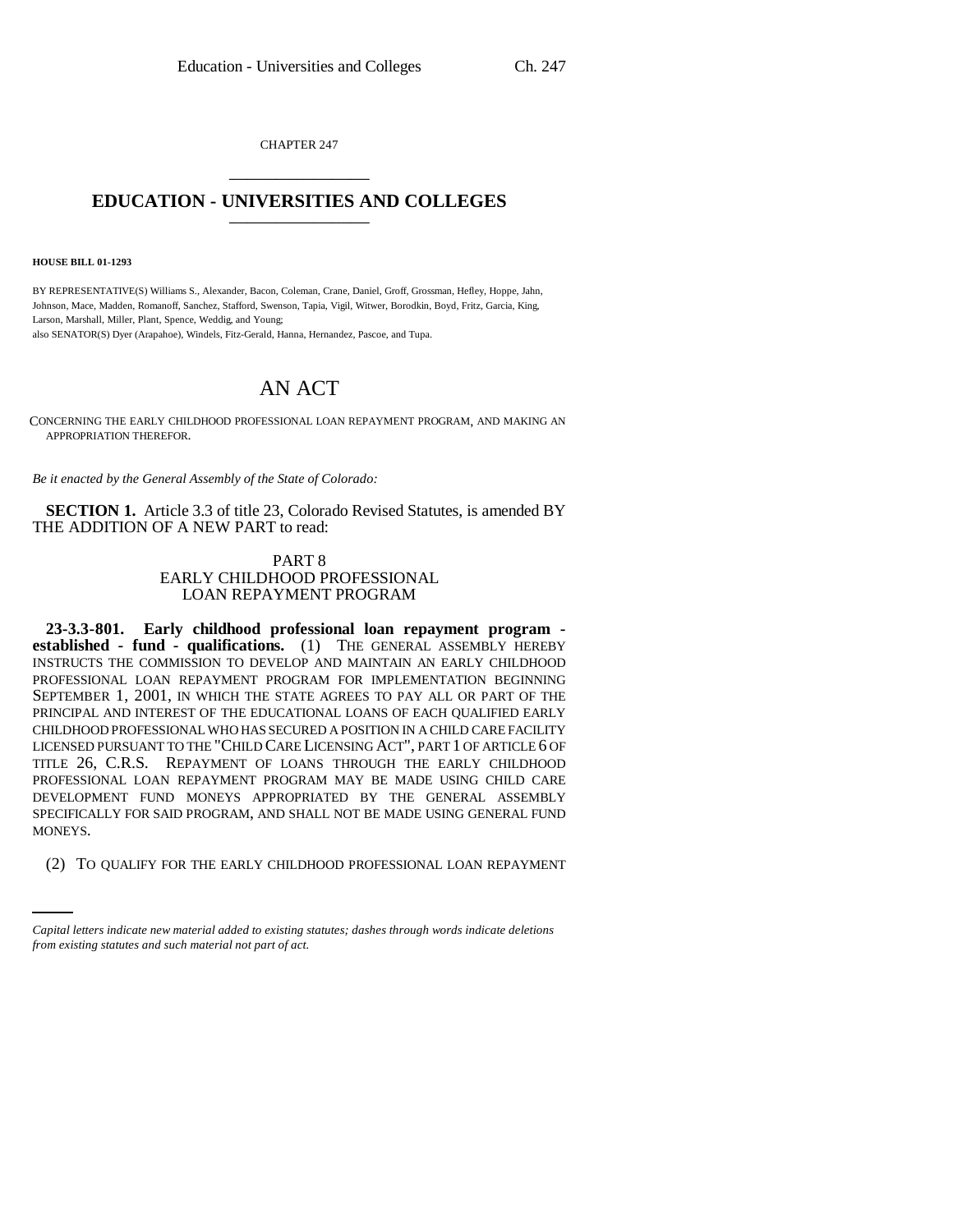CHAPTER 247

# EDUCATION - UNIVERSITIES AND COLLEGES

**HOUSE BILL 01-1293**

BY REPRESENTATIVE(S) Williams S., Alexander, Bacon, Coleman, Crane, Daniel, Groff, Grossman, Hefley, Hoppe, Jahn, Johnson, Mace, Madden, Romanoff, Sanchez, Stafford, Swenson, Tapia, Vigil, Witwer, Borodkin, Boyd, Fritz, Garcia, King, Larson, Marshall, Miller, Plant, Spence, Weddig, and Young;
also SENATOR(S) Dyer (Arapahoe), Windels, Fitz-Gerald, Hanna, Hernandez, Pascoe, and Tupa.

# AN ACT

CONCERNING THE EARLY CHILDHOOD PROFESSIONAL LOAN REPAYMENT PROGRAM, AND MAKING AN APPROPRIATION THEREFOR.

*Be it enacted by the General Assembly of the State of Colorado:*

**SECTION 1.** Article 3.3 of title 23, Colorado Revised Statutes, is amended BY THE ADDITION OF A NEW PART to read:

PART 8
EARLY CHILDHOOD PROFESSIONAL
LOAN REPAYMENT PROGRAM

**23-3.3-801. Early childhood professional loan repayment program - established - fund - qualifications.** (1) THE GENERAL ASSEMBLY HEREBY INSTRUCTS THE COMMISSION TO DEVELOP AND MAINTAIN AN EARLY CHILDHOOD PROFESSIONAL LOAN REPAYMENT PROGRAM FOR IMPLEMENTATION BEGINNING SEPTEMBER 1, 2001, IN WHICH THE STATE AGREES TO PAY ALL OR PART OF THE PRINCIPAL AND INTEREST OF THE EDUCATIONAL LOANS OF EACH QUALIFIED EARLY CHILDHOOD PROFESSIONAL WHO HAS SECURED A POSITION IN A CHILD CARE FACILITY LICENSED PURSUANT TO THE "CHILD CARE LICENSING ACT", PART 1 OF ARTICLE 6 OF TITLE 26, C.R.S. REPAYMENT OF LOANS THROUGH THE EARLY CHILDHOOD PROFESSIONAL LOAN REPAYMENT PROGRAM MAY BE MADE USING CHILD CARE DEVELOPMENT FUND MONEYS APPROPRIATED BY THE GENERAL ASSEMBLY SPECIFICALLY FOR SAID PROGRAM, AND SHALL NOT BE MADE USING GENERAL FUND MONEYS.

(2) TO QUALIFY FOR THE EARLY CHILDHOOD PROFESSIONAL LOAN REPAYMENT

*Capital letters indicate new material added to existing statutes; dashes through words indicate deletions from existing statutes and such material not part of act.*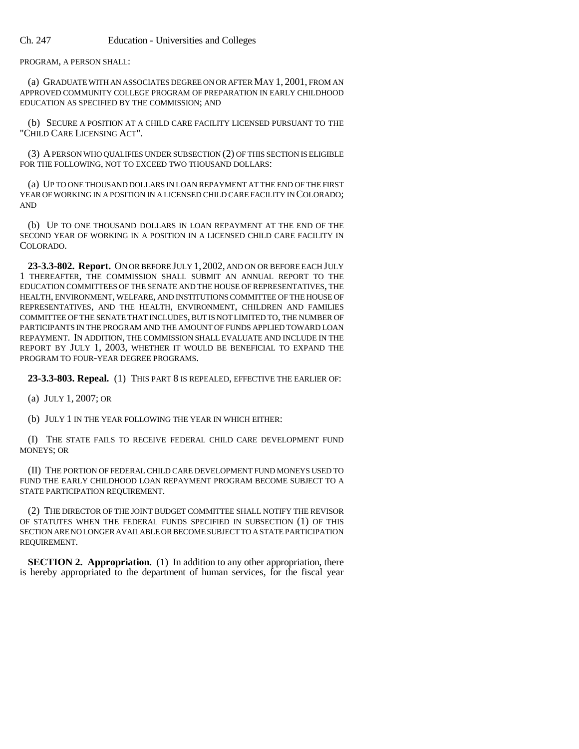PROGRAM, A PERSON SHALL:

(a) GRADUATE WITH AN ASSOCIATES DEGREE ON OR AFTER MAY 1, 2001, FROM AN APPROVED COMMUNITY COLLEGE PROGRAM OF PREPARATION IN EARLY CHILDHOOD EDUCATION AS SPECIFIED BY THE COMMISSION; AND

(b) SECURE A POSITION AT A CHILD CARE FACILITY LICENSED PURSUANT TO THE "CHILD CARE LICENSING ACT".

(3) A PERSON WHO QUALIFIES UNDER SUBSECTION (2) OF THIS SECTION IS ELIGIBLE FOR THE FOLLOWING, NOT TO EXCEED TWO THOUSAND DOLLARS:

(a) UP TO ONE THOUSAND DOLLARS IN LOAN REPAYMENT AT THE END OF THE FIRST YEAR OF WORKING IN A POSITION IN A LICENSED CHILD CARE FACILITY IN COLORADO; AND

(b) UP TO ONE THOUSAND DOLLARS IN LOAN REPAYMENT AT THE END OF THE SECOND YEAR OF WORKING IN A POSITION IN A LICENSED CHILD CARE FACILITY IN COLORADO.

**23-3.3-802. Report.** ON OR BEFORE JULY 1, 2002, AND ON OR BEFORE EACH JULY 1 THEREAFTER, THE COMMISSION SHALL SUBMIT AN ANNUAL REPORT TO THE EDUCATION COMMITTEES OF THE SENATE AND THE HOUSE OF REPRESENTATIVES, THE HEALTH, ENVIRONMENT, WELFARE, AND INSTITUTIONS COMMITTEE OF THE HOUSE OF REPRESENTATIVES, AND THE HEALTH, ENVIRONMENT, CHILDREN AND FAMILIES COMMITTEE OF THE SENATE THAT INCLUDES, BUT IS NOT LIMITED TO, THE NUMBER OF PARTICIPANTS IN THE PROGRAM AND THE AMOUNT OF FUNDS APPLIED TOWARD LOAN REPAYMENT. IN ADDITION, THE COMMISSION SHALL EVALUATE AND INCLUDE IN THE REPORT BY JULY 1, 2003, WHETHER IT WOULD BE BENEFICIAL TO EXPAND THE PROGRAM TO FOUR-YEAR DEGREE PROGRAMS.

**23-3.3-803. Repeal.** (1) THIS PART 8 IS REPEALED, EFFECTIVE THE EARLIER OF:

(a) JULY 1, 2007; OR

(b) JULY 1 IN THE YEAR FOLLOWING THE YEAR IN WHICH EITHER:

(I) THE STATE FAILS TO RECEIVE FEDERAL CHILD CARE DEVELOPMENT FUND MONEYS; OR

(II) THE PORTION OF FEDERAL CHILD CARE DEVELOPMENT FUND MONEYS USED TO FUND THE EARLY CHILDHOOD LOAN REPAYMENT PROGRAM BECOME SUBJECT TO A STATE PARTICIPATION REQUIREMENT.

(2) THE DIRECTOR OF THE JOINT BUDGET COMMITTEE SHALL NOTIFY THE REVISOR OF STATUTES WHEN THE FEDERAL FUNDS SPECIFIED IN SUBSECTION (1) OF THIS SECTION ARE NO LONGER AVAILABLE OR BECOME SUBJECT TO A STATE PARTICIPATION REQUIREMENT.

**SECTION 2. Appropriation.** (1) In addition to any other appropriation, there is hereby appropriated to the department of human services, for the fiscal year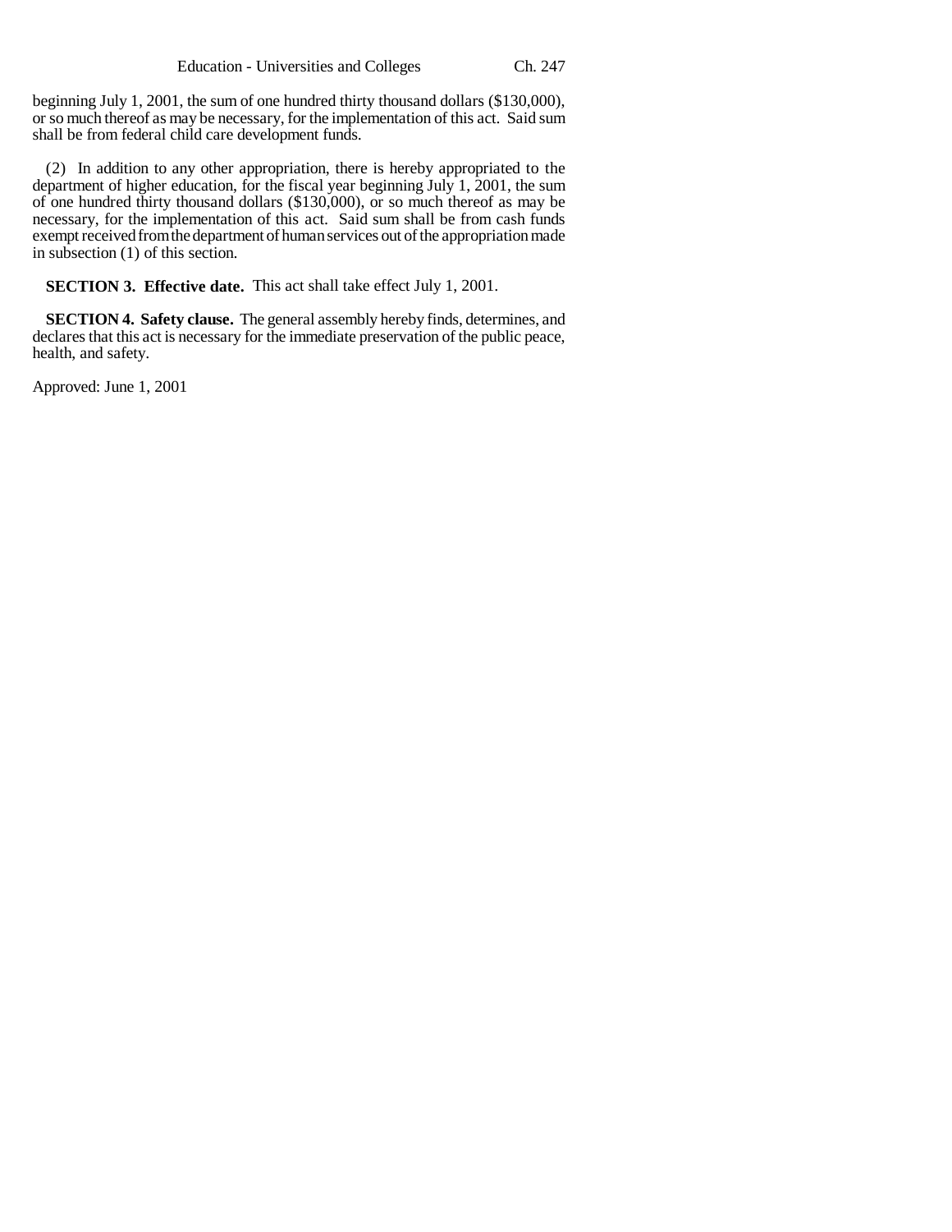beginning July 1, 2001, the sum of one hundred thirty thousand dollars ($130,000), or so much thereof as may be necessary, for the implementation of this act. Said sum shall be from federal child care development funds.

(2) In addition to any other appropriation, there is hereby appropriated to the department of higher education, for the fiscal year beginning July 1, 2001, the sum of one hundred thirty thousand dollars ($130,000), or so much thereof as may be necessary, for the implementation of this act. Said sum shall be from cash funds exempt received from the department of human services out of the appropriation made in subsection (1) of this section.

**SECTION 3. Effective date.** This act shall take effect July 1, 2001.

**SECTION 4. Safety clause.** The general assembly hereby finds, determines, and declares that this act is necessary for the immediate preservation of the public peace, health, and safety.

Approved: June 1, 2001